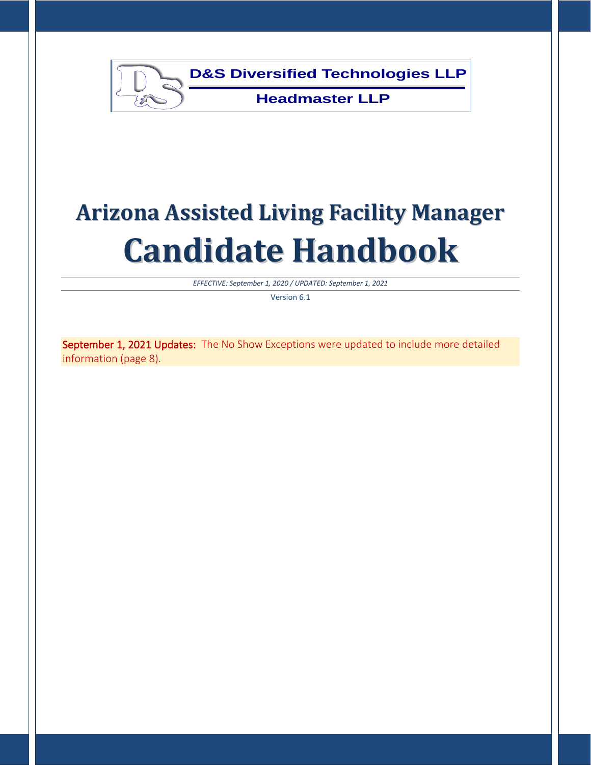**D&S Diversified Technologies LLP**

**Headmaster LLP**

# Arizona Assisted Living Facility Manager

# Candidate Handbook

*EFFECTIVE: September 1, 2020 / UPDATED: September 1, 2021*

Version 6.1

September 1, 2021 Updates: The No Show Exceptions were updated to include more detailed information (page 8).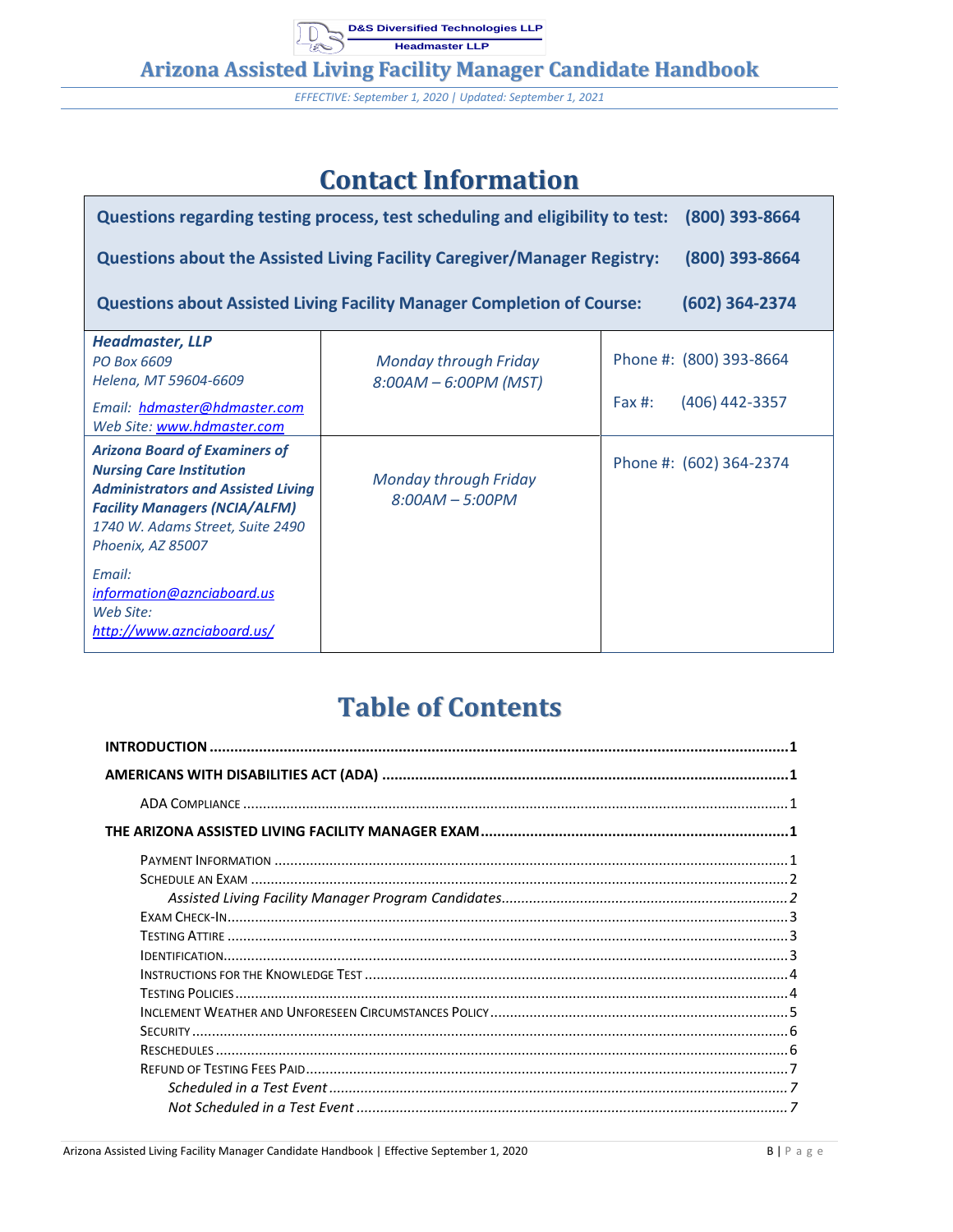D&S Diversified Technologies LLP
Headmaster LLP

# Arizona Assisted Living Facility Manager Candidate Handbook

*EFFECTIVE: September 1, 2020 | Updated: September 1, 2021*

## Contact Information

| | | |
|---|---|---|
| **Questions regarding testing process, test scheduling and eligibility to test:** | | **(800) 393-8664** |
| **Questions about the Assisted Living Facility Caregiver/Manager Registry:** | | **(800) 393-8664** |
| **Questions about Assisted Living Facility Manager Completion of Course:** | | **(602) 364-2374** |
| ***Headmaster, LLP***<br>*PO Box 6609*<br>*Helena, MT 59604-6609*<br>*Email: hdmaster@hdmaster.com*<br>*Web Site: www.hdmaster.com* | *Monday through Friday*<br>*8:00AM – 6:00PM (MST)* | Phone #: (800) 393-8664<br>Fax #: (406) 442-3357 |
| ***Arizona Board of Examiners of Nursing Care Institution Administrators and Assisted Living Facility Managers (NCIA/ALFM)***<br>*1740 W. Adams Street, Suite 2490*<br>*Phoenix, AZ 85007*<br>*Email: information@aznciaboard.us*<br>*Web Site: http://www.aznciaboard.us/* | *Monday through Friday*<br>*8:00AM – 5:00PM* | Phone #: (602) 364-2374 |

## Table of Contents

**INTRODUCTION** .......... 1

**AMERICANS WITH DISABILITIES ACT (ADA)** .......... 1

- ADA Compliance .......... 1

**THE ARIZONA ASSISTED LIVING FACILITY MANAGER EXAM** .......... 1

- Payment Information .......... 1
- Schedule an Exam .......... 2
  - *Assisted Living Facility Manager Program Candidates* .......... 2
- Exam Check-In .......... 3
- Testing Attire .......... 3
- Identification .......... 3
- Instructions for the Knowledge Test .......... 4
- Testing Policies .......... 4
- Inclement Weather and Unforeseen Circumstances Policy .......... 5
- Security .......... 6
- Reschedules .......... 6
- Refund of Testing Fees Paid .......... 7
  - *Scheduled in a Test Event* .......... 7
  - *Not Scheduled in a Test Event* .......... 7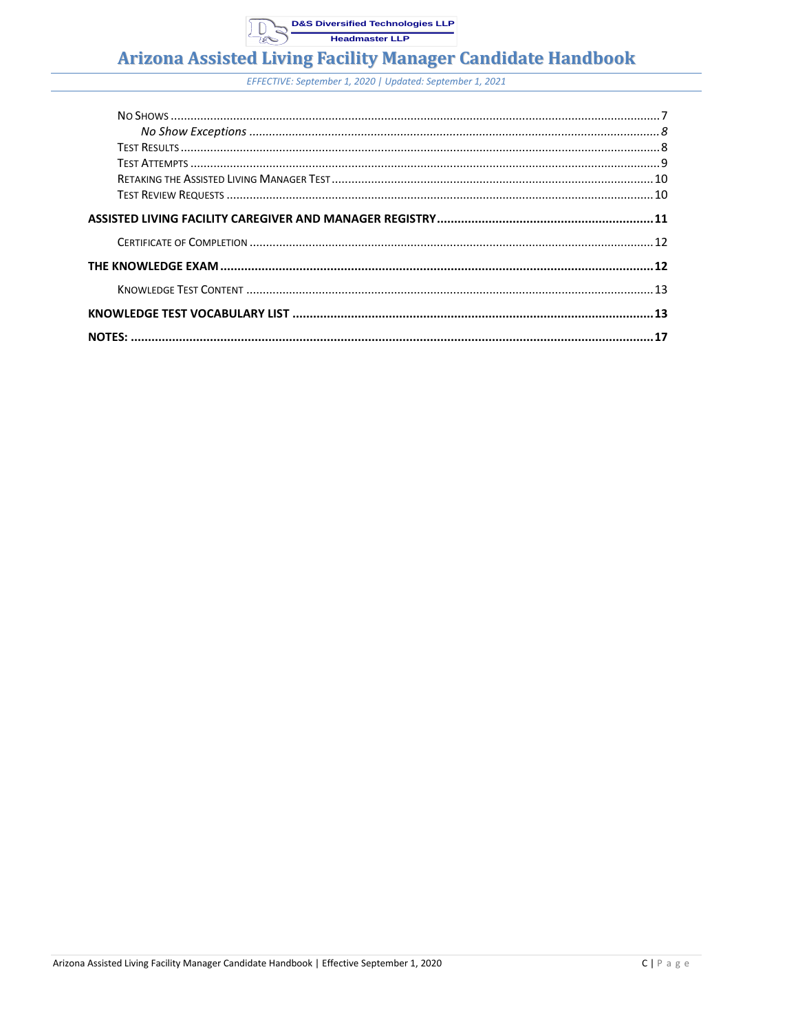No Shows ..................................................................................................................................... 7

*No Show Exceptions* ............................................................................................................................ *8*

Test Results ............................................................................................................................................. 8

Test Attempts ........................................................................................................................................... 9

Retaking the Assisted Living Manager Test ........................................................................................ 10

Test Review Requests ............................................................................................................................ 10

**ASSISTED LIVING FACILITY CAREGIVER AND MANAGER REGISTRY .............................................................. 11**

Certificate of Completion ....................................................................................................................... 12

**THE KNOWLEDGE EXAM ........................................................................................................................... 12**

Knowledge Test Content ......................................................................................................................... 13

**KNOWLEDGE TEST VOCABULARY LIST ........................................................................................................ 13**

**NOTES: ..................................................................................................................................................... 17**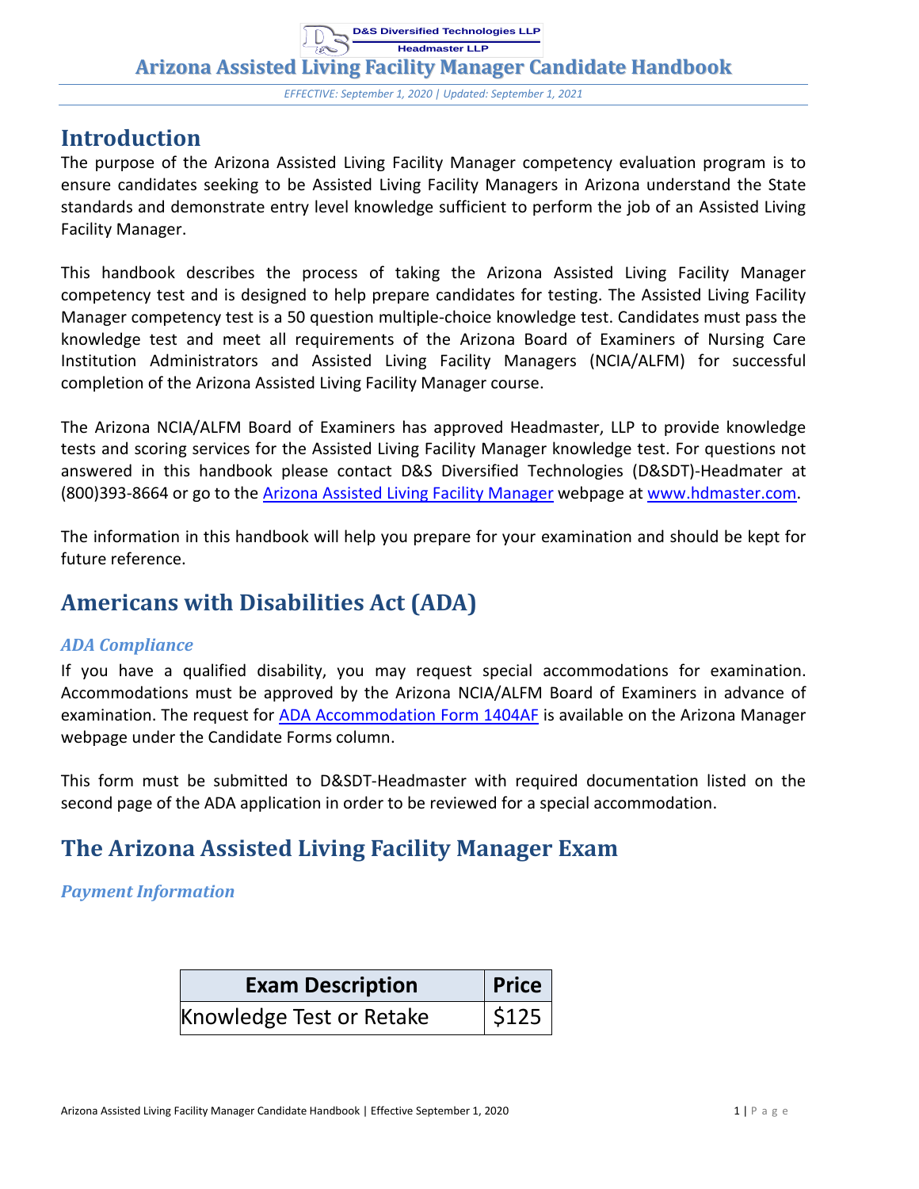# Arizona Assisted Living Facility Manager Candidate Handbook

*EFFECTIVE: September 1, 2020 | Updated: September 1, 2021*

## Introduction

The purpose of the Arizona Assisted Living Facility Manager competency evaluation program is to ensure candidates seeking to be Assisted Living Facility Managers in Arizona understand the State standards and demonstrate entry level knowledge sufficient to perform the job of an Assisted Living Facility Manager.

This handbook describes the process of taking the Arizona Assisted Living Facility Manager competency test and is designed to help prepare candidates for testing. The Assisted Living Facility Manager competency test is a 50 question multiple-choice knowledge test. Candidates must pass the knowledge test and meet all requirements of the Arizona Board of Examiners of Nursing Care Institution Administrators and Assisted Living Facility Managers (NCIA/ALFM) for successful completion of the Arizona Assisted Living Facility Manager course.

The Arizona NCIA/ALFM Board of Examiners has approved Headmaster, LLP to provide knowledge tests and scoring services for the Assisted Living Facility Manager knowledge test. For questions not answered in this handbook please contact D&S Diversified Technologies (D&SDT)-Headmater at (800)393-8664 or go to the [Arizona Assisted Living Facility Manager](www.hdmaster.com) webpage at [www.hdmaster.com](www.hdmaster.com).

The information in this handbook will help you prepare for your examination and should be kept for future reference.

## Americans with Disabilities Act (ADA)

### *ADA Compliance*

If you have a qualified disability, you may request special accommodations for examination. Accommodations must be approved by the Arizona NCIA/ALFM Board of Examiners in advance of examination. The request for ADA Accommodation Form 1404AF is available on the Arizona Manager webpage under the Candidate Forms column.

This form must be submitted to D&SDT-Headmaster with required documentation listed on the second page of the ADA application in order to be reviewed for a special accommodation.

## The Arizona Assisted Living Facility Manager Exam

### *Payment Information*

| Exam Description | Price |
|---|---|
| Knowledge Test or Retake | $125 |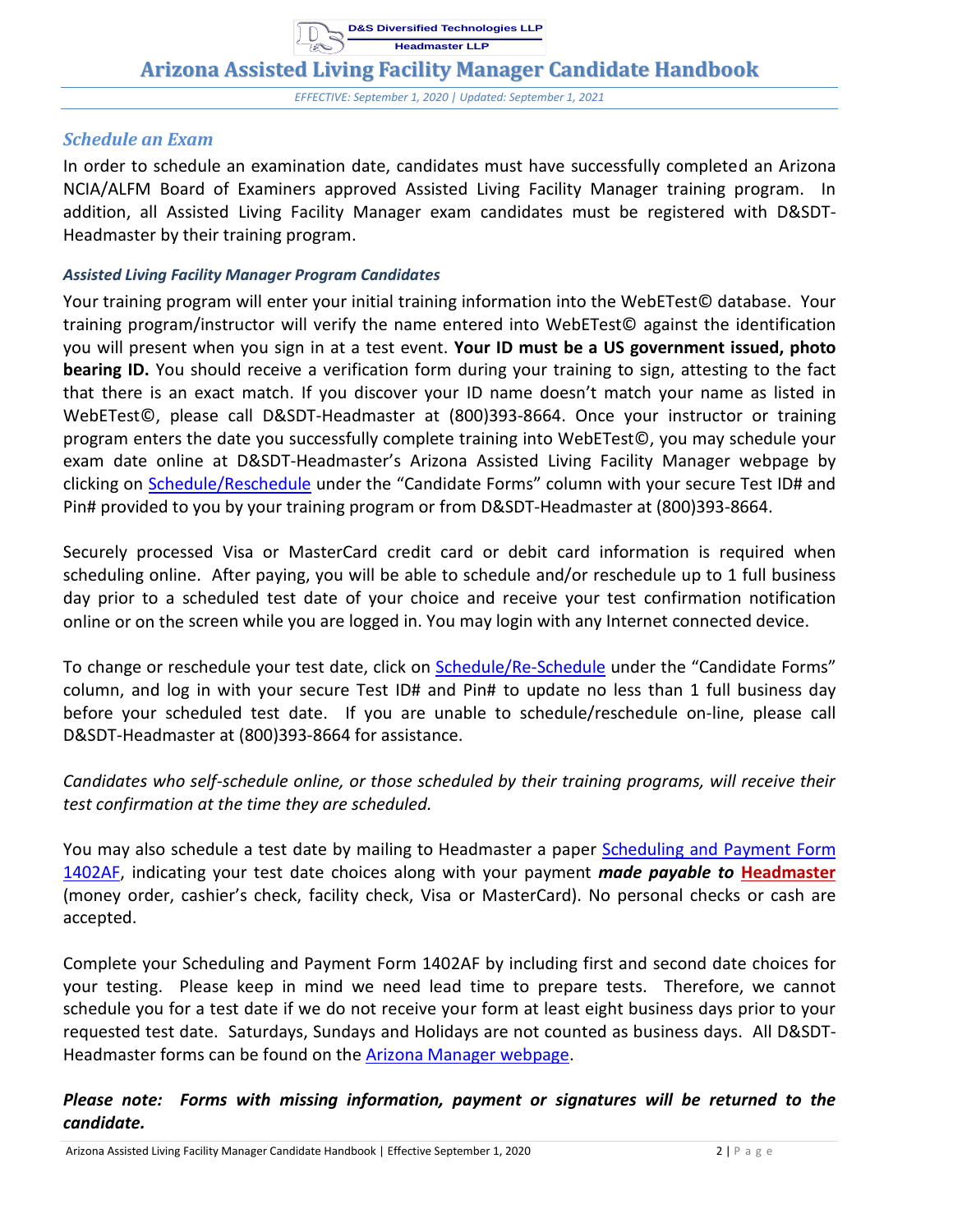## Schedule an Exam

In order to schedule an examination date, candidates must have successfully completed an Arizona NCIA/ALFM Board of Examiners approved Assisted Living Facility Manager training program. In addition, all Assisted Living Facility Manager exam candidates must be registered with D&SDT-Headmaster by their training program.

### *Assisted Living Facility Manager Program Candidates*

Your training program will enter your initial training information into the WebETest© database. Your training program/instructor will verify the name entered into WebETest© against the identification you will present when you sign in at a test event. **Your ID must be a US government issued, photo bearing ID.** You should receive a verification form during your training to sign, attesting to the fact that there is an exact match. If you discover your ID name doesn't match your name as listed in WebETest©, please call D&SDT-Headmaster at (800)393-8664. Once your instructor or training program enters the date you successfully complete training into WebETest©, you may schedule your exam date online at D&SDT-Headmaster's Arizona Assisted Living Facility Manager webpage by clicking on Schedule/Reschedule under the "Candidate Forms" column with your secure Test ID# and Pin# provided to you by your training program or from D&SDT-Headmaster at (800)393-8664.

Securely processed Visa or MasterCard credit card or debit card information is required when scheduling online. After paying, you will be able to schedule and/or reschedule up to 1 full business day prior to a scheduled test date of your choice and receive your test confirmation notification online or on the screen while you are logged in. You may login with any Internet connected device.

To change or reschedule your test date, click on Schedule/Re-Schedule under the "Candidate Forms" column, and log in with your secure Test ID# and Pin# to update no less than 1 full business day before your scheduled test date. If you are unable to schedule/reschedule on-line, please call D&SDT-Headmaster at (800)393-8664 for assistance.

*Candidates who self-schedule online, or those scheduled by their training programs, will receive their test confirmation at the time they are scheduled.*

You may also schedule a test date by mailing to Headmaster a paper Scheduling and Payment Form 1402AF, indicating your test date choices along with your payment ***made payable to*** **Headmaster** (money order, cashier's check, facility check, Visa or MasterCard). No personal checks or cash are accepted.

Complete your Scheduling and Payment Form 1402AF by including first and second date choices for your testing. Please keep in mind we need lead time to prepare tests. Therefore, we cannot schedule you for a test date if we do not receive your form at least eight business days prior to your requested test date. Saturdays, Sundays and Holidays are not counted as business days. All D&SDT-Headmaster forms can be found on the Arizona Manager webpage.

***Please note: Forms with missing information, payment or signatures will be returned to the candidate.***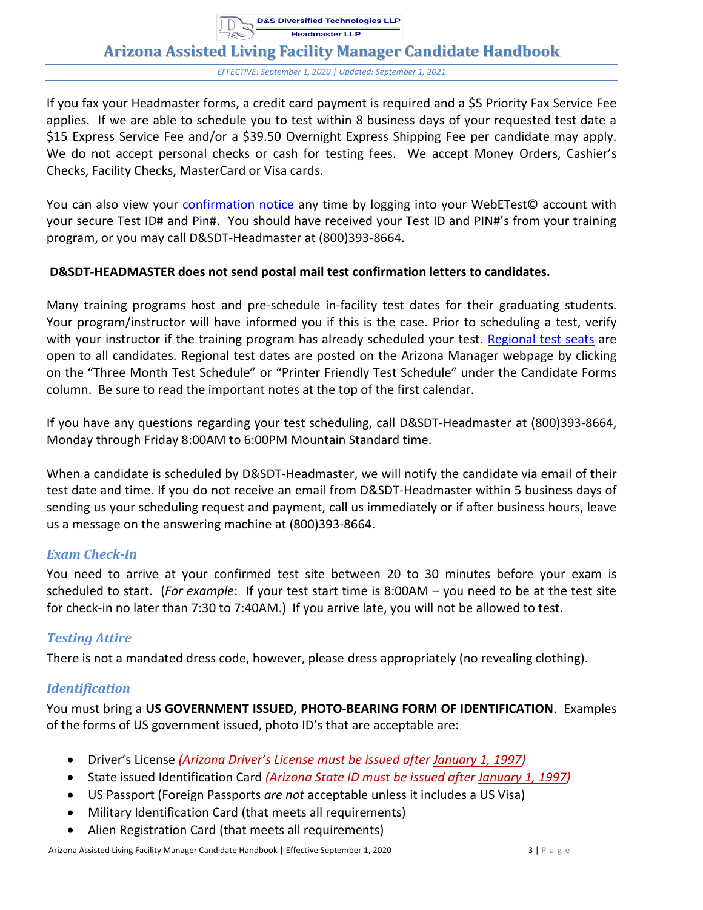If you fax your Headmaster forms, a credit card payment is required and a $5 Priority Fax Service Fee applies. If we are able to schedule you to test within 8 business days of your requested test date a $15 Express Service Fee and/or a $39.50 Overnight Express Shipping Fee per candidate may apply. We do not accept personal checks or cash for testing fees. We accept Money Orders, Cashier's Checks, Facility Checks, MasterCard or Visa cards.

You can also view your confirmation notice any time by logging into your WebETest© account with your secure Test ID# and Pin#. You should have received your Test ID and PIN#'s from your training program, or you may call D&SDT-Headmaster at (800)393-8664.

**D&SDT-HEADMASTER does not send postal mail test confirmation letters to candidates.**

Many training programs host and pre-schedule in-facility test dates for their graduating students. Your program/instructor will have informed you if this is the case. Prior to scheduling a test, verify with your instructor if the training program has already scheduled your test. Regional test seats are open to all candidates. Regional test dates are posted on the Arizona Manager webpage by clicking on the "Three Month Test Schedule" or "Printer Friendly Test Schedule" under the Candidate Forms column. Be sure to read the important notes at the top of the first calendar.

If you have any questions regarding your test scheduling, call D&SDT-Headmaster at (800)393-8664, Monday through Friday 8:00AM to 6:00PM Mountain Standard time.

When a candidate is scheduled by D&SDT-Headmaster, we will notify the candidate via email of their test date and time. If you do not receive an email from D&SDT-Headmaster within 5 business days of sending us your scheduling request and payment, call us immediately or if after business hours, leave us a message on the answering machine at (800)393-8664.

### *Exam Check-In*

You need to arrive at your confirmed test site between 20 to 30 minutes before your exam is scheduled to start. (*For example*: If your test start time is 8:00AM – you need to be at the test site for check-in no later than 7:30 to 7:40AM.) If you arrive late, you will not be allowed to test.

### *Testing Attire*

There is not a mandated dress code, however, please dress appropriately (no revealing clothing).

### *Identification*

You must bring a **US GOVERNMENT ISSUED, PHOTO-BEARING FORM OF IDENTIFICATION**. Examples of the forms of US government issued, photo ID's that are acceptable are:

- Driver's License *(Arizona Driver's License must be issued after January 1, 1997)*
- State issued Identification Card *(Arizona State ID must be issued after January 1, 1997)*
- US Passport (Foreign Passports *are not* acceptable unless it includes a US Visa)
- Military Identification Card (that meets all requirements)
- Alien Registration Card (that meets all requirements)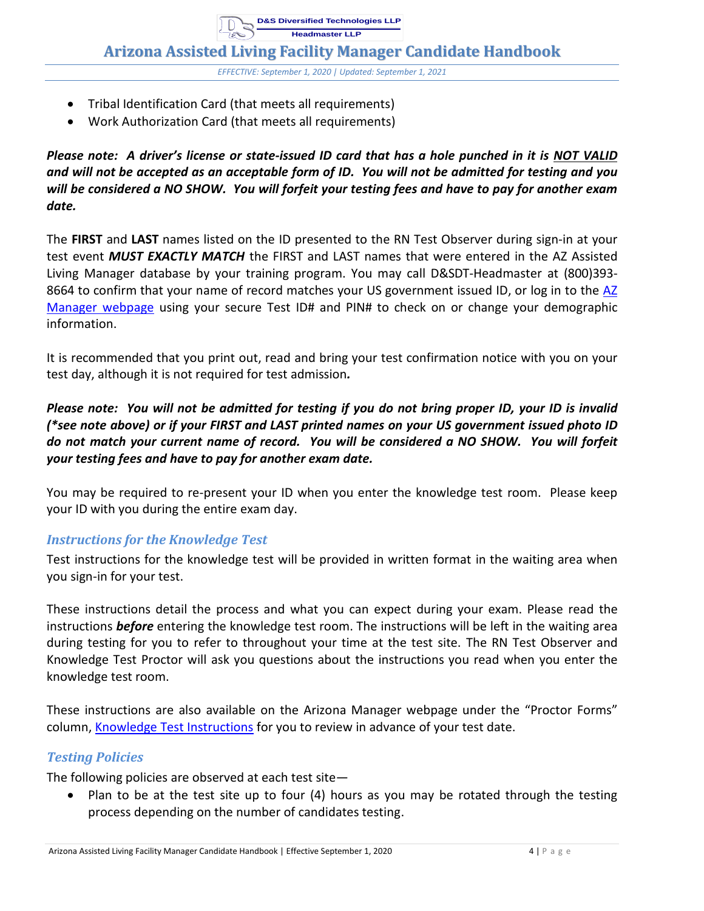- Tribal Identification Card (that meets all requirements)
- Work Authorization Card (that meets all requirements)

***Please note: A driver's license or state-issued ID card that has a hole punched in it is <u>NOT VALID</u> and will not be accepted as an acceptable form of ID. You will not be admitted for testing and you will be considered a NO SHOW. You will forfeit your testing fees and have to pay for another exam date.***

The **FIRST** and **LAST** names listed on the ID presented to the RN Test Observer during sign-in at your test event ***MUST EXACTLY MATCH*** the FIRST and LAST names that were entered in the AZ Assisted Living Manager database by your training program. You may call D&SDT-Headmaster at (800)393-8664 to confirm that your name of record matches your US government issued ID, or log in to the AZ Manager webpage using your secure Test ID# and PIN# to check on or change your demographic information.

It is recommended that you print out, read and bring your test confirmation notice with you on your test day, although it is not required for test admission*.*

***Please note: You will not be admitted for testing if you do not bring proper ID, your ID is invalid (*see note above) or if your FIRST and LAST printed names on your US government issued photo ID do not match your current name of record. You will be considered a NO SHOW. You will forfeit your testing fees and have to pay for another exam date.***

You may be required to re-present your ID when you enter the knowledge test room. Please keep your ID with you during the entire exam day.

### Instructions for the Knowledge Test

Test instructions for the knowledge test will be provided in written format in the waiting area when you sign-in for your test.

These instructions detail the process and what you can expect during your exam. Please read the instructions ***before*** entering the knowledge test room. The instructions will be left in the waiting area during testing for you to refer to throughout your time at the test site. The RN Test Observer and Knowledge Test Proctor will ask you questions about the instructions you read when you enter the knowledge test room.

These instructions are also available on the Arizona Manager webpage under the "Proctor Forms" column, Knowledge Test Instructions for you to review in advance of your test date.

### Testing Policies

The following policies are observed at each test site—

- Plan to be at the test site up to four (4) hours as you may be rotated through the testing process depending on the number of candidates testing.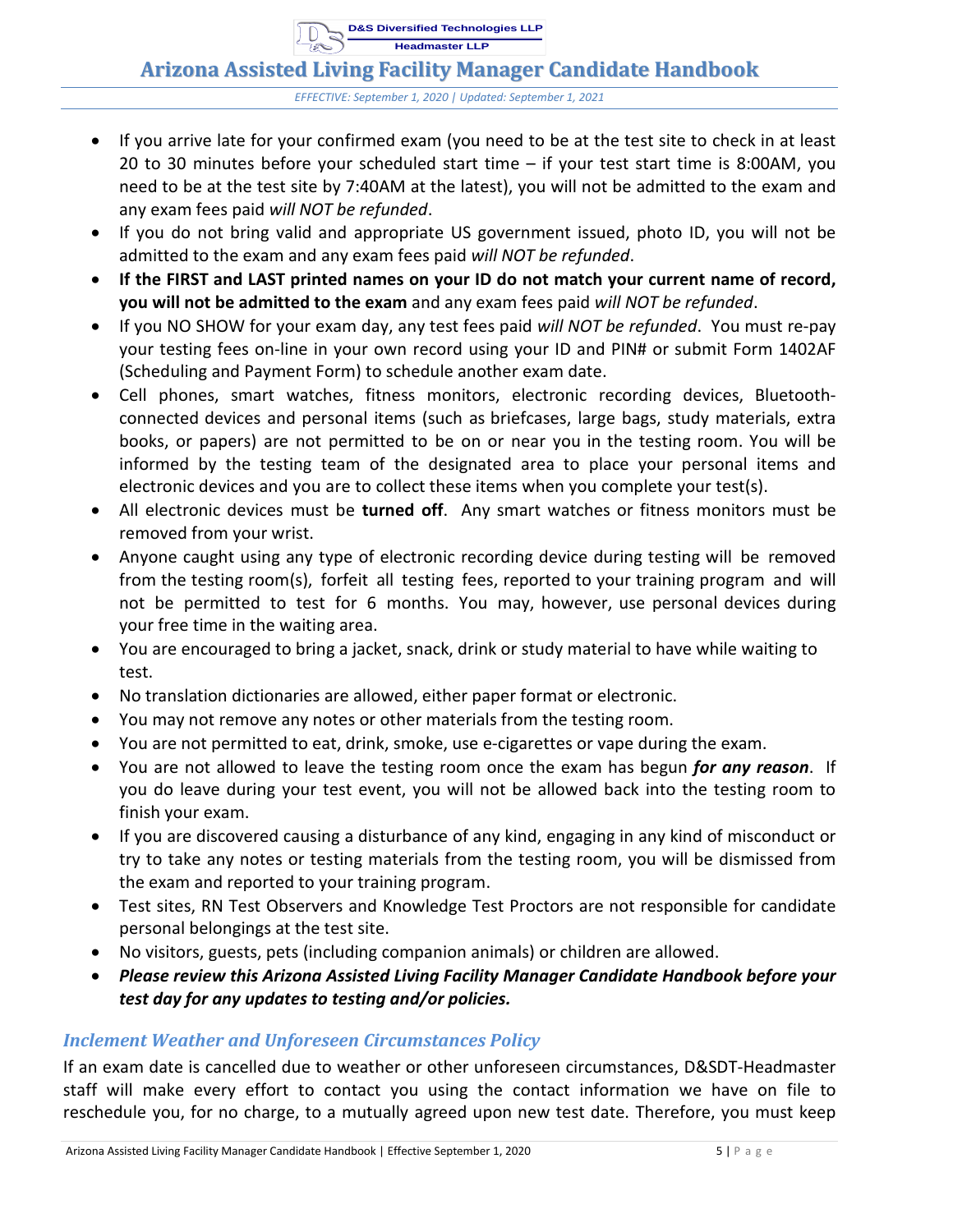- If you arrive late for your confirmed exam (you need to be at the test site to check in at least 20 to 30 minutes before your scheduled start time – if your test start time is 8:00AM, you need to be at the test site by 7:40AM at the latest), you will not be admitted to the exam and any exam fees paid *will NOT be refunded*.
- If you do not bring valid and appropriate US government issued, photo ID, you will not be admitted to the exam and any exam fees paid *will NOT be refunded*.
- **If the FIRST and LAST printed names on your ID do not match your current name of record, you will not be admitted to the exam** and any exam fees paid *will NOT be refunded*.
- If you NO SHOW for your exam day, any test fees paid *will NOT be refunded*. You must re-pay your testing fees on-line in your own record using your ID and PIN# or submit Form 1402AF (Scheduling and Payment Form) to schedule another exam date.
- Cell phones, smart watches, fitness monitors, electronic recording devices, Bluetooth-connected devices and personal items (such as briefcases, large bags, study materials, extra books, or papers) are not permitted to be on or near you in the testing room. You will be informed by the testing team of the designated area to place your personal items and electronic devices and you are to collect these items when you complete your test(s).
- All electronic devices must be **turned off**. Any smart watches or fitness monitors must be removed from your wrist.
- Anyone caught using any type of electronic recording device during testing will be removed from the testing room(s), forfeit all testing fees, reported to your training program and will not be permitted to test for 6 months. You may, however, use personal devices during your free time in the waiting area.
- You are encouraged to bring a jacket, snack, drink or study material to have while waiting to test.
- No translation dictionaries are allowed, either paper format or electronic.
- You may not remove any notes or other materials from the testing room.
- You are not permitted to eat, drink, smoke, use e-cigarettes or vape during the exam.
- You are not allowed to leave the testing room once the exam has begun ***for any reason***. If you do leave during your test event, you will not be allowed back into the testing room to finish your exam.
- If you are discovered causing a disturbance of any kind, engaging in any kind of misconduct or try to take any notes or testing materials from the testing room, you will be dismissed from the exam and reported to your training program.
- Test sites, RN Test Observers and Knowledge Test Proctors are not responsible for candidate personal belongings at the test site.
- No visitors, guests, pets (including companion animals) or children are allowed.
- ***Please review this Arizona Assisted Living Facility Manager Candidate Handbook before your test day for any updates to testing and/or policies.***

### *Inclement Weather and Unforeseen Circumstances Policy*

If an exam date is cancelled due to weather or other unforeseen circumstances, D&SDT-Headmaster staff will make every effort to contact you using the contact information we have on file to reschedule you, for no charge, to a mutually agreed upon new test date. Therefore, you must keep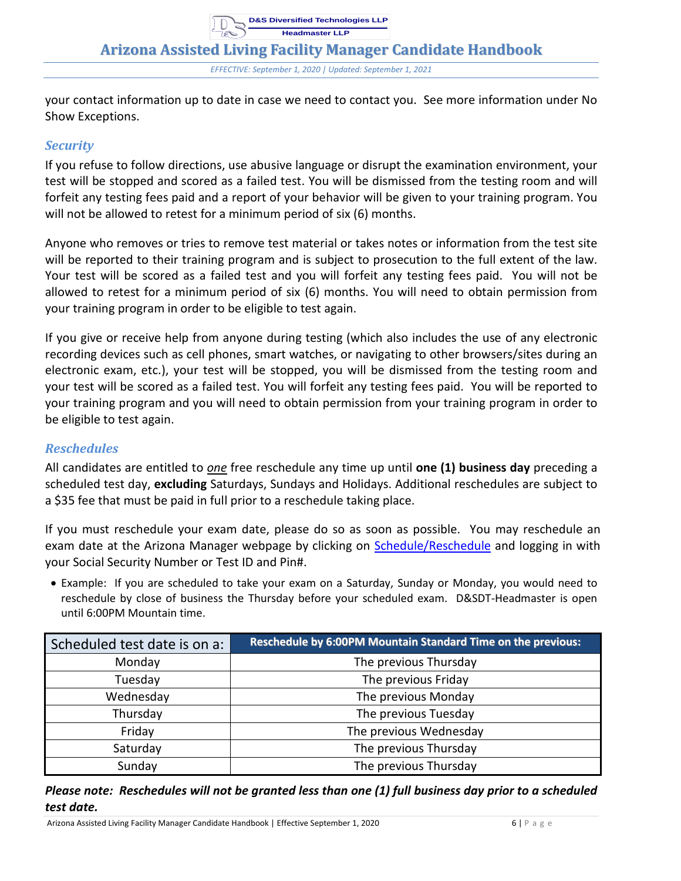your contact information up to date in case we need to contact you. See more information under No Show Exceptions.

### *Security*

If you refuse to follow directions, use abusive language or disrupt the examination environment, your test will be stopped and scored as a failed test. You will be dismissed from the testing room and will forfeit any testing fees paid and a report of your behavior will be given to your training program. You will not be allowed to retest for a minimum period of six (6) months.

Anyone who removes or tries to remove test material or takes notes or information from the test site will be reported to their training program and is subject to prosecution to the full extent of the law. Your test will be scored as a failed test and you will forfeit any testing fees paid. You will not be allowed to retest for a minimum period of six (6) months. You will need to obtain permission from your training program in order to be eligible to test again.

If you give or receive help from anyone during testing (which also includes the use of any electronic recording devices such as cell phones, smart watches, or navigating to other browsers/sites during an electronic exam, etc.), your test will be stopped, you will be dismissed from the testing room and your test will be scored as a failed test. You will forfeit any testing fees paid. You will be reported to your training program and you will need to obtain permission from your training program in order to be eligible to test again.

### *Reschedules*

All candidates are entitled to ***one*** free reschedule any time up until **one (1) business day** preceding a scheduled test day, **excluding** Saturdays, Sundays and Holidays. Additional reschedules are subject to a $35 fee that must be paid in full prior to a reschedule taking place.

If you must reschedule your exam date, please do so as soon as possible. You may reschedule an exam date at the Arizona Manager webpage by clicking on Schedule/Reschedule and logging in with your Social Security Number or Test ID and Pin#.

- Example: If you are scheduled to take your exam on a Saturday, Sunday or Monday, you would need to reschedule by close of business the Thursday before your scheduled exam. D&SDT-Headmaster is open until 6:00PM Mountain time.

| Scheduled test date is on a: | Reschedule by 6:00PM Mountain Standard Time on the previous: |
|---|---|
| Monday | The previous Thursday |
| Tuesday | The previous Friday |
| Wednesday | The previous Monday |
| Thursday | The previous Tuesday |
| Friday | The previous Wednesday |
| Saturday | The previous Thursday |
| Sunday | The previous Thursday |

***Please note: Reschedules will not be granted less than one (1) full business day prior to a scheduled test date.***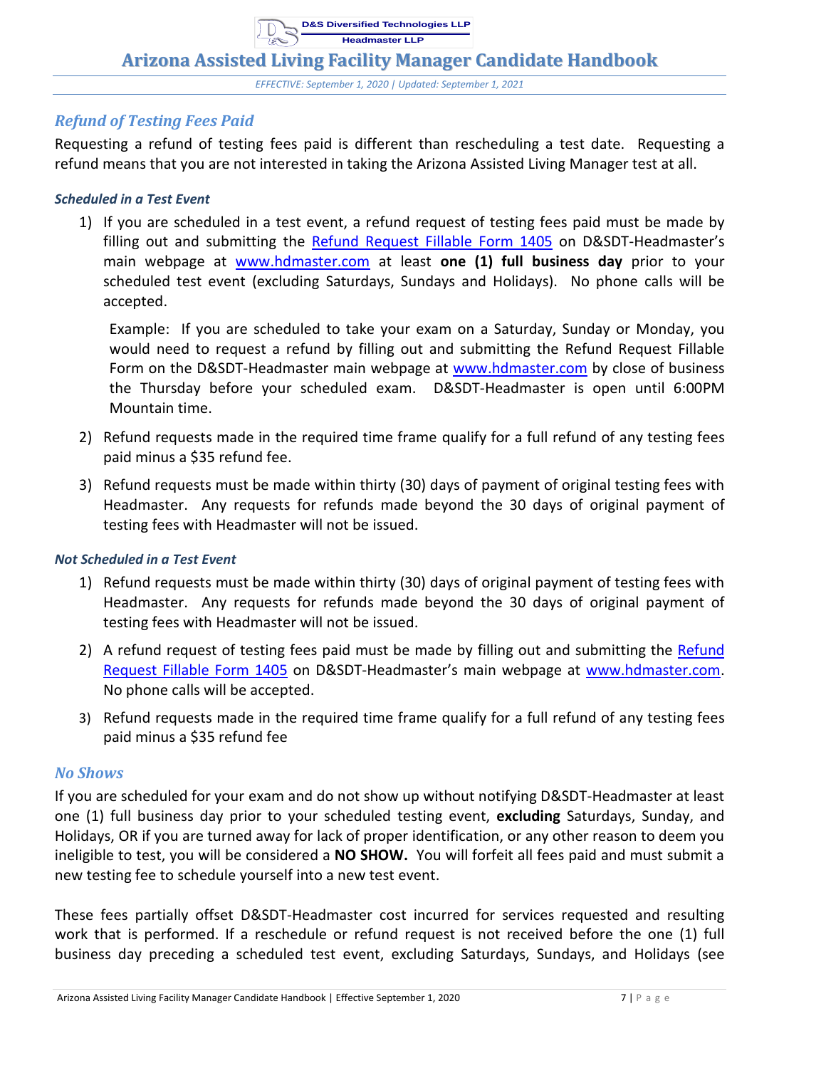## *Refund of Testing Fees Paid*

Requesting a refund of testing fees paid is different than rescheduling a test date. Requesting a refund means that you are not interested in taking the Arizona Assisted Living Manager test at all.

#### *Scheduled in a Test Event*

1) If you are scheduled in a test event, a refund request of testing fees paid must be made by filling out and submitting the Refund Request Fillable Form 1405 on D&SDT-Headmaster's main webpage at www.hdmaster.com at least **one (1) full business day** prior to your scheduled test event (excluding Saturdays, Sundays and Holidays). No phone calls will be accepted.

   Example: If you are scheduled to take your exam on a Saturday, Sunday or Monday, you would need to request a refund by filling out and submitting the Refund Request Fillable Form on the D&SDT-Headmaster main webpage at www.hdmaster.com by close of business the Thursday before your scheduled exam. D&SDT-Headmaster is open until 6:00PM Mountain time.

2) Refund requests made in the required time frame qualify for a full refund of any testing fees paid minus a $35 refund fee.

3) Refund requests must be made within thirty (30) days of payment of original testing fees with Headmaster. Any requests for refunds made beyond the 30 days of original payment of testing fees with Headmaster will not be issued.

#### *Not Scheduled in a Test Event*

1) Refund requests must be made within thirty (30) days of original payment of testing fees with Headmaster. Any requests for refunds made beyond the 30 days of original payment of testing fees with Headmaster will not be issued.

2) A refund request of testing fees paid must be made by filling out and submitting the Refund Request Fillable Form 1405 on D&SDT-Headmaster's main webpage at www.hdmaster.com. No phone calls will be accepted.

3) Refund requests made in the required time frame qualify for a full refund of any testing fees paid minus a $35 refund fee

## *No Shows*

If you are scheduled for your exam and do not show up without notifying D&SDT-Headmaster at least one (1) full business day prior to your scheduled testing event, **excluding** Saturdays, Sunday, and Holidays, OR if you are turned away for lack of proper identification, or any other reason to deem you ineligible to test, you will be considered a **NO SHOW.** You will forfeit all fees paid and must submit a new testing fee to schedule yourself into a new test event.

These fees partially offset D&SDT-Headmaster cost incurred for services requested and resulting work that is performed. If a reschedule or refund request is not received before the one (1) full business day preceding a scheduled test event, excluding Saturdays, Sundays, and Holidays (see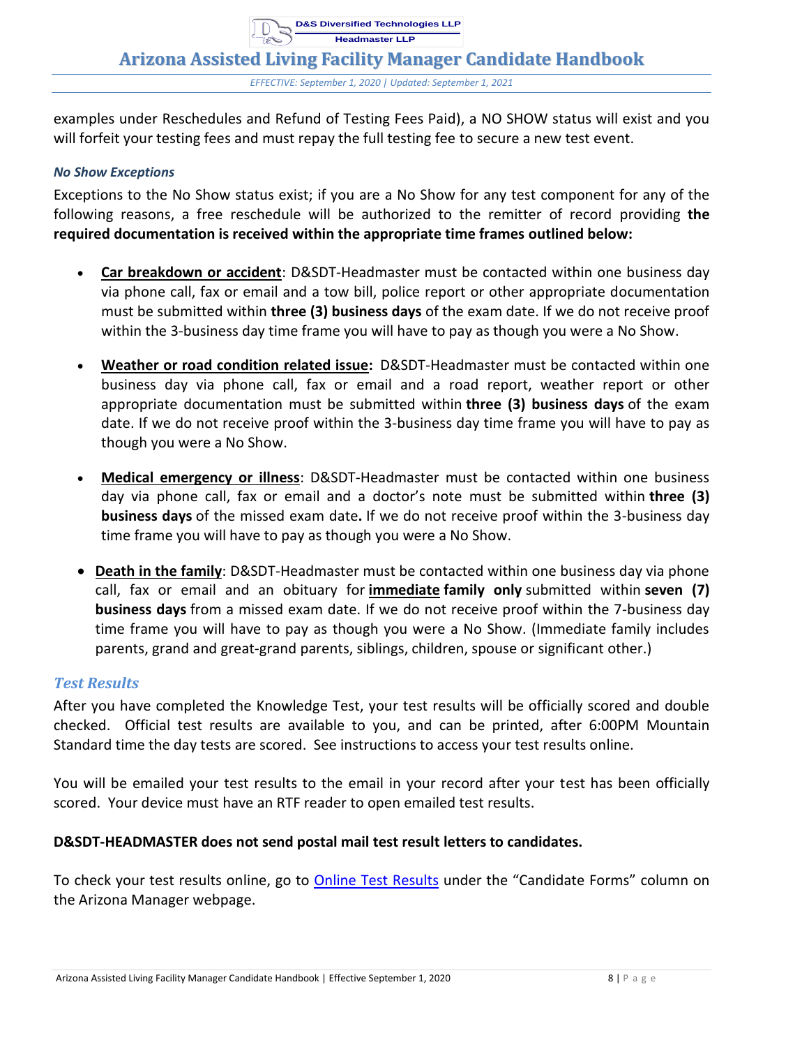examples under Reschedules and Refund of Testing Fees Paid), a NO SHOW status will exist and you will forfeit your testing fees and must repay the full testing fee to secure a new test event.

#### *No Show Exceptions*

Exceptions to the No Show status exist; if you are a No Show for any test component for any of the following reasons, a free reschedule will be authorized to the remitter of record providing **the required documentation is received within the appropriate time frames outlined below:**

- **Car breakdown or accident**: D&SDT-Headmaster must be contacted within one business day via phone call, fax or email and a tow bill, police report or other appropriate documentation must be submitted within **three (3) business days** of the exam date. If we do not receive proof within the 3-business day time frame you will have to pay as though you were a No Show.

- **Weather or road condition related issue:** D&SDT-Headmaster must be contacted within one business day via phone call, fax or email and a road report, weather report or other appropriate documentation must be submitted within **three (3) business days** of the exam date. If we do not receive proof within the 3-business day time frame you will have to pay as though you were a No Show.

- **Medical emergency or illness**: D&SDT-Headmaster must be contacted within one business day via phone call, fax or email and a doctor's note must be submitted within **three (3) business days** of the missed exam date**.** If we do not receive proof within the 3-business day time frame you will have to pay as though you were a No Show.

- **Death in the family**: D&SDT-Headmaster must be contacted within one business day via phone call, fax or email and an obituary for **immediate family only** submitted within **seven (7) business days** from a missed exam date. If we do not receive proof within the 7-business day time frame you will have to pay as though you were a No Show. (Immediate family includes parents, grand and great-grand parents, siblings, children, spouse or significant other.)

### *Test Results*

After you have completed the Knowledge Test, your test results will be officially scored and double checked. Official test results are available to you, and can be printed, after 6:00PM Mountain Standard time the day tests are scored. See instructions to access your test results online.

You will be emailed your test results to the email in your record after your test has been officially scored. Your device must have an RTF reader to open emailed test results.

**D&SDT-HEADMASTER does not send postal mail test result letters to candidates.**

To check your test results online, go to Online Test Results under the "Candidate Forms" column on the Arizona Manager webpage.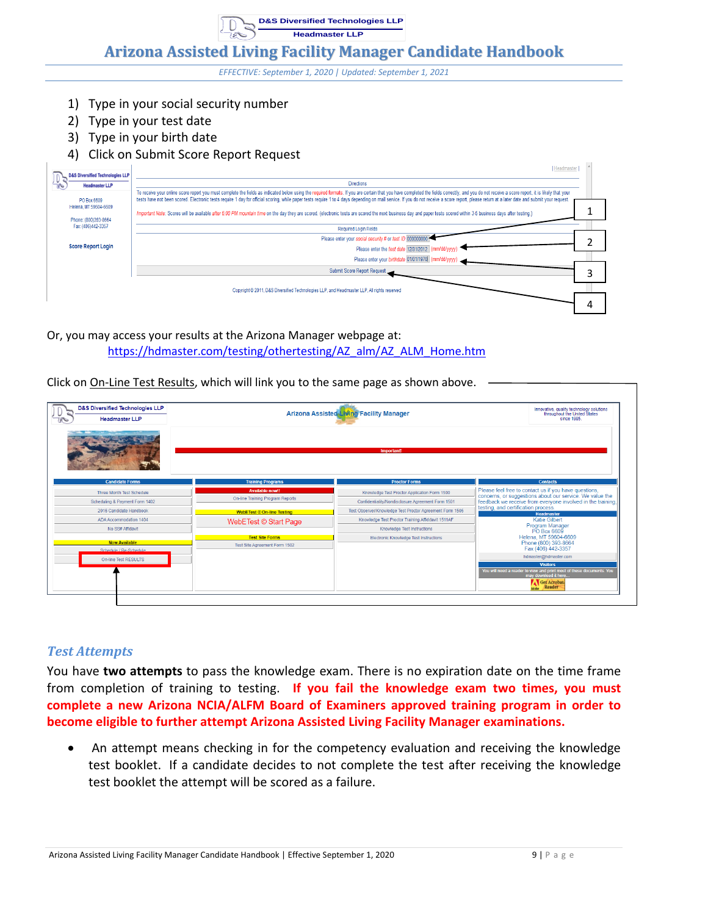1) Type in your social security number
2) Type in your test date
3) Type in your birth date
4) Click on Submit Score Report Request

Or, you may access your results at the Arizona Manager webpage at:
https://hdmaster.com/testing/othertesting/AZ_alm/AZ_ALM_Home.htm

Click on On-Line Test Results, which will link you to the same page as shown above.

### *Test Attempts*

You have **two attempts** to pass the knowledge exam. There is no expiration date on the time frame from completion of training to testing. **If you fail the knowledge exam two times, you must complete a new Arizona NCIA/ALFM Board of Examiners approved training program in order to become eligible to further attempt Arizona Assisted Living Facility Manager examinations.**

- An attempt means checking in for the competency evaluation and receiving the knowledge test booklet. If a candidate decides to not complete the test after receiving the knowledge test booklet the attempt will be scored as a failure.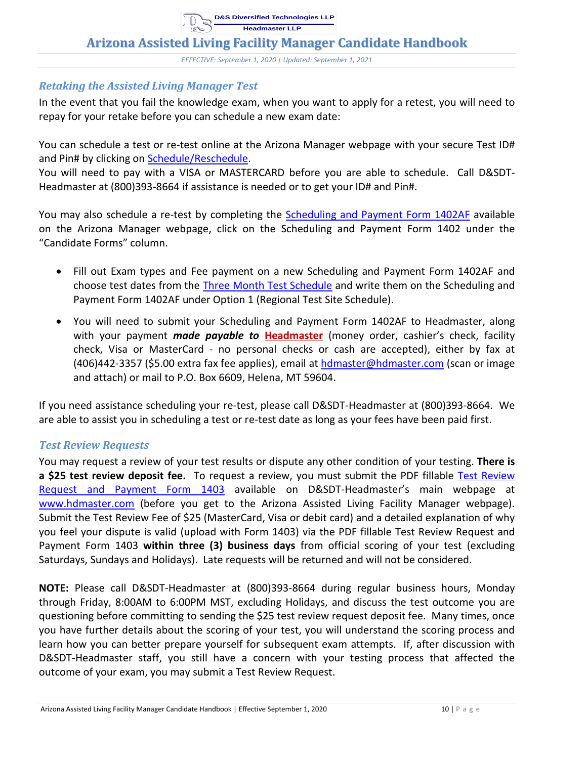## Retaking the Assisted Living Manager Test

In the event that you fail the knowledge exam, when you want to apply for a retest, you will need to repay for your retake before you can schedule a new exam date:

You can schedule a test or re-test online at the Arizona Manager webpage with your secure Test ID# and Pin# by clicking on Schedule/Reschedule.
You will need to pay with a VISA or MASTERCARD before you are able to schedule. Call D&SDT-Headmaster at (800)393-8664 if assistance is needed or to get your ID# and Pin#.

You may also schedule a re-test by completing the Scheduling and Payment Form 1402AF available on the Arizona Manager webpage, click on the Scheduling and Payment Form 1402 under the "Candidate Forms" column.

- Fill out Exam types and Fee payment on a new Scheduling and Payment Form 1402AF and choose test dates from the Three Month Test Schedule and write them on the Scheduling and Payment Form 1402AF under Option 1 (Regional Test Site Schedule).
- You will need to submit your Scheduling and Payment Form 1402AF to Headmaster, along with your payment ***made payable to*** **Headmaster** (money order, cashier's check, facility check, Visa or MasterCard - no personal checks or cash are accepted), either by fax at (406)442-3357 ($5.00 extra fax fee applies), email at hdmaster@hdmaster.com (scan or image and attach) or mail to P.O. Box 6609, Helena, MT 59604.

If you need assistance scheduling your re-test, please call D&SDT-Headmaster at (800)393-8664. We are able to assist you in scheduling a test or re-test date as long as your fees have been paid first.

## Test Review Requests

You may request a review of your test results or dispute any other condition of your testing. **There is a $25 test review deposit fee.** To request a review, you must submit the PDF fillable Test Review Request and Payment Form 1403 available on D&SDT-Headmaster's main webpage at www.hdmaster.com (before you get to the Arizona Assisted Living Facility Manager webpage). Submit the Test Review Fee of $25 (MasterCard, Visa or debit card) and a detailed explanation of why you feel your dispute is valid (upload with Form 1403) via the PDF fillable Test Review Request and Payment Form 1403 **within three (3) business days** from official scoring of your test (excluding Saturdays, Sundays and Holidays). Late requests will be returned and will not be considered.

**NOTE:** Please call D&SDT-Headmaster at (800)393-8664 during regular business hours, Monday through Friday, 8:00AM to 6:00PM MST, excluding Holidays, and discuss the test outcome you are questioning before committing to sending the $25 test review request deposit fee. Many times, once you have further details about the scoring of your test, you will understand the scoring process and learn how you can better prepare yourself for subsequent exam attempts. If, after discussion with D&SDT-Headmaster staff, you still have a concern with your testing process that affected the outcome of your exam, you may submit a Test Review Request.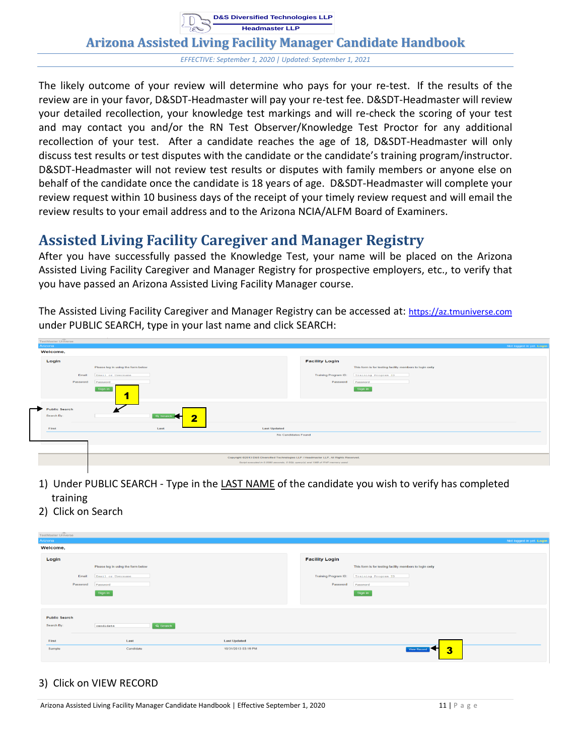The likely outcome of your review will determine who pays for your re-test. If the results of the review are in your favor, D&SDT-Headmaster will pay your re-test fee. D&SDT-Headmaster will review your detailed recollection, your knowledge test markings and will re-check the scoring of your test and may contact you and/or the RN Test Observer/Knowledge Test Proctor for any additional recollection of your test. After a candidate reaches the age of 18, D&SDT-Headmaster will only discuss test results or test disputes with the candidate or the candidate's training program/instructor. D&SDT-Headmaster will not review test results or disputes with family members or anyone else on behalf of the candidate once the candidate is 18 years of age. D&SDT-Headmaster will complete your review request within 10 business days of the receipt of your timely review request and will email the review results to your email address and to the Arizona NCIA/ALFM Board of Examiners.

## Assisted Living Facility Caregiver and Manager Registry

After you have successfully passed the Knowledge Test, your name will be placed on the Arizona Assisted Living Facility Caregiver and Manager Registry for prospective employers, etc., to verify that you have passed an Arizona Assisted Living Facility Manager course.

The Assisted Living Facility Caregiver and Manager Registry can be accessed at: https://az.tmuniverse.com under PUBLIC SEARCH, type in your last name and click SEARCH:

1) Under PUBLIC SEARCH - Type in the LAST NAME of the candidate you wish to verify has completed training
2) Click on Search

3) Click on VIEW RECORD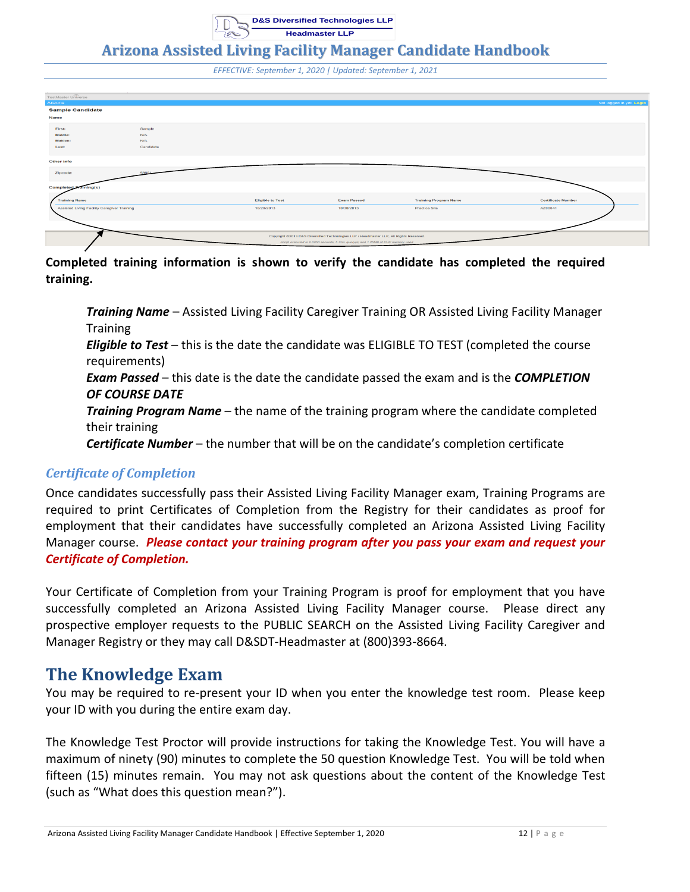Completed training information is shown to verify the candidate has completed the required training.

**Training Name** – Assisted Living Facility Caregiver Training OR Assisted Living Facility Manager Training
**Eligible to Test** – this is the date the candidate was ELIGIBLE TO TEST (completed the course requirements)
**Exam Passed** – this date is the date the candidate passed the exam and is the ***COMPLETION OF COURSE DATE***
**Training Program Name** – the name of the training program where the candidate completed their training
**Certificate Number** – the number that will be on the candidate's completion certificate

### *Certificate of Completion*

Once candidates successfully pass their Assisted Living Facility Manager exam, Training Programs are required to print Certificates of Completion from the Registry for their candidates as proof for employment that their candidates have successfully completed an Arizona Assisted Living Facility Manager course. ***Please contact your training program after you pass your exam and request your Certificate of Completion.***

Your Certificate of Completion from your Training Program is proof for employment that you have successfully completed an Arizona Assisted Living Facility Manager course. Please direct any prospective employer requests to the PUBLIC SEARCH on the Assisted Living Facility Caregiver and Manager Registry or they may call D&SDT-Headmaster at (800)393-8664.

## The Knowledge Exam

You may be required to re-present your ID when you enter the knowledge test room. Please keep your ID with you during the entire exam day.

The Knowledge Test Proctor will provide instructions for taking the Knowledge Test. You will have a maximum of ninety (90) minutes to complete the 50 question Knowledge Test. You will be told when fifteen (15) minutes remain. You may not ask questions about the content of the Knowledge Test (such as "What does this question mean?").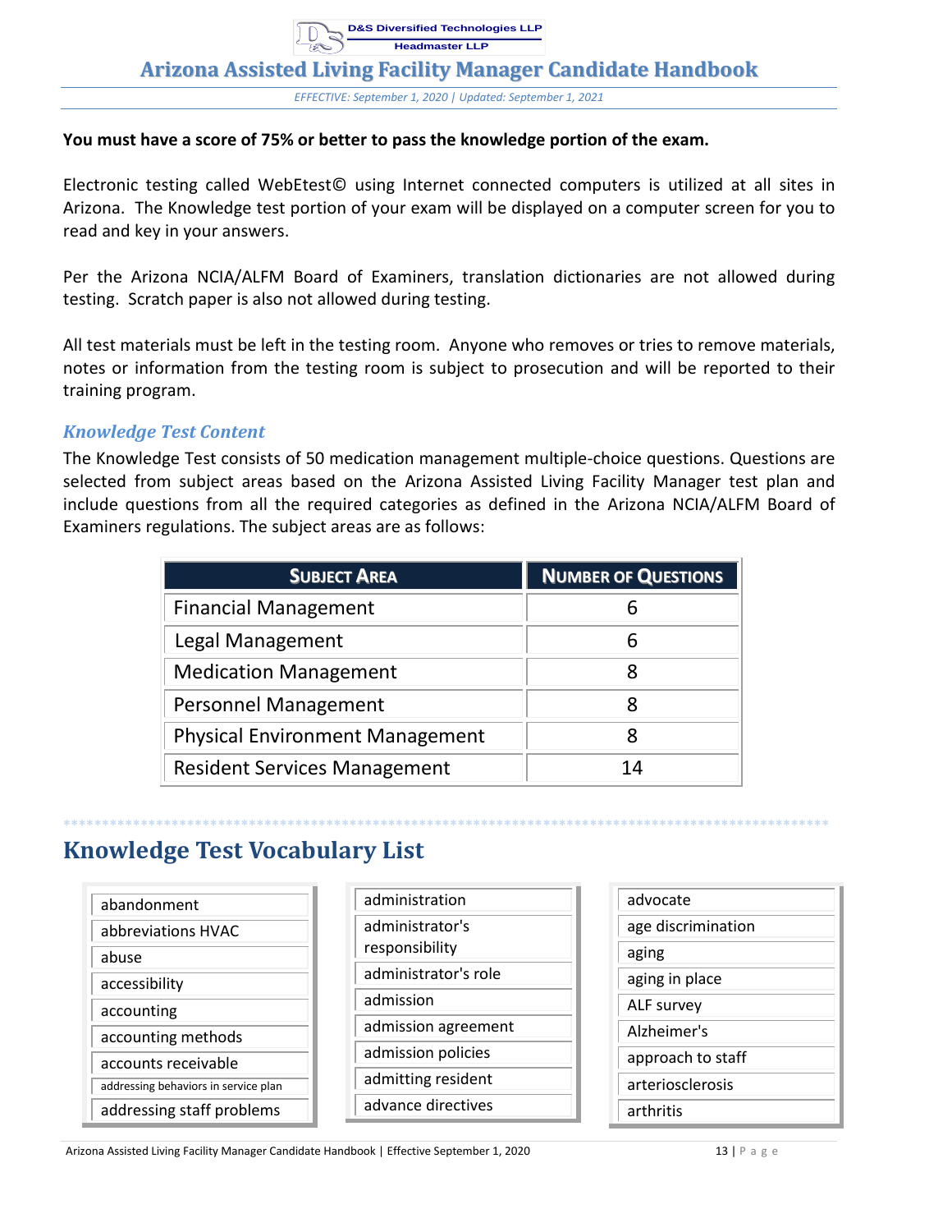**You must have a score of 75% or better to pass the knowledge portion of the exam.**

Electronic testing called WebEtest© using Internet connected computers is utilized at all sites in Arizona. The Knowledge test portion of your exam will be displayed on a computer screen for you to read and key in your answers.

Per the Arizona NCIA/ALFM Board of Examiners, translation dictionaries are not allowed during testing. Scratch paper is also not allowed during testing.

All test materials must be left in the testing room. Anyone who removes or tries to remove materials, notes or information from the testing room is subject to prosecution and will be reported to their training program.

### *Knowledge Test Content*

The Knowledge Test consists of 50 medication management multiple-choice questions. Questions are selected from subject areas based on the Arizona Assisted Living Facility Manager test plan and include questions from all the required categories as defined in the Arizona NCIA/ALFM Board of Examiners regulations. The subject areas are as follows:

| SUBJECT AREA | NUMBER OF QUESTIONS |
|---|---|
| Financial Management | 6 |
| Legal Management | 6 |
| Medication Management | 8 |
| Personnel Management | 8 |
| Physical Environment Management | 8 |
| Resident Services Management | 14 |

## Knowledge Test Vocabulary List

| | | |
|---|---|---|
| abandonment | administration | advocate |
| abbreviations HVAC | administrator's responsibility | age discrimination |
| abuse | administrator's role | aging |
| accessibility | admission | aging in place |
| accounting | admission agreement | ALF survey |
| accounting methods | admission policies | Alzheimer's |
| accounts receivable | admitting resident | approach to staff |
| addressing behaviors in service plan | advance directives | arteriosclerosis |
| addressing staff problems | | arthritis |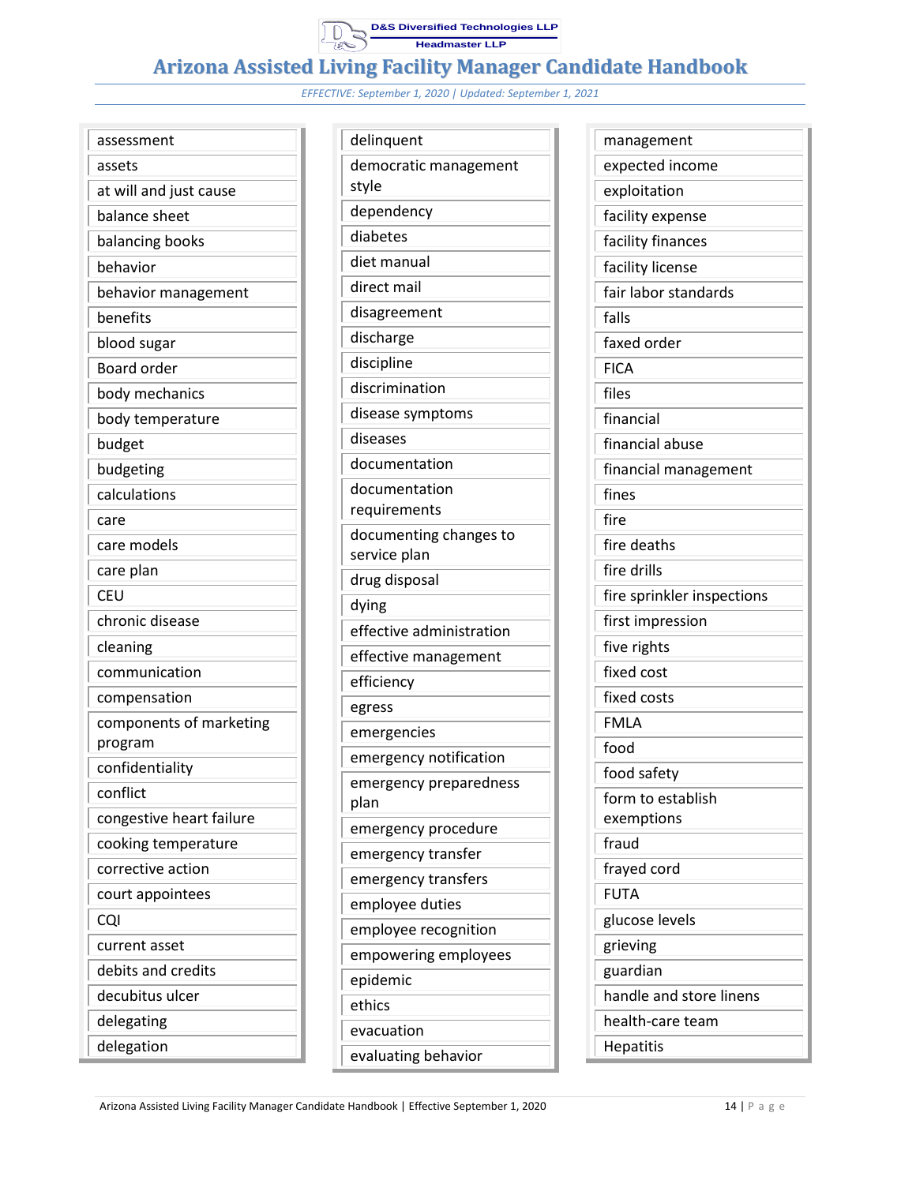- assessment
- assets
- at will and just cause
- balance sheet
- balancing books
- behavior
- behavior management
- benefits
- blood sugar
- Board order
- body mechanics
- body temperature
- budget
- budgeting
- calculations
- care
- care models
- care plan
- CEU
- chronic disease
- cleaning
- communication
- compensation
- components of marketing program
- confidentiality
- conflict
- congestive heart failure
- cooking temperature
- corrective action
- court appointees
- CQI
- current asset
- debits and credits
- decubitus ulcer
- delegating
- delegation
- delinquent
- democratic management style
- dependency
- diabetes
- diet manual
- direct mail
- disagreement
- discharge
- discipline
- discrimination
- disease symptoms
- diseases
- documentation
- documentation requirements
- documenting changes to service plan
- drug disposal
- dying
- effective administration
- effective management
- efficiency
- egress
- emergencies
- emergency notification
- emergency preparedness plan
- emergency procedure
- emergency transfer
- emergency transfers
- employee duties
- employee recognition
- empowering employees
- epidemic
- ethics
- evacuation
- evaluating behavior
- management
- expected income
- exploitation
- facility expense
- facility finances
- facility license
- fair labor standards
- falls
- faxed order
- FICA
- files
- financial
- financial abuse
- financial management
- fines
- fire
- fire deaths
- fire drills
- fire sprinkler inspections
- first impression
- five rights
- fixed cost
- fixed costs
- FMLA
- food
- food safety
- form to establish exemptions
- fraud
- frayed cord
- FUTA
- glucose levels
- grieving
- guardian
- handle and store linens
- health-care team
- Hepatitis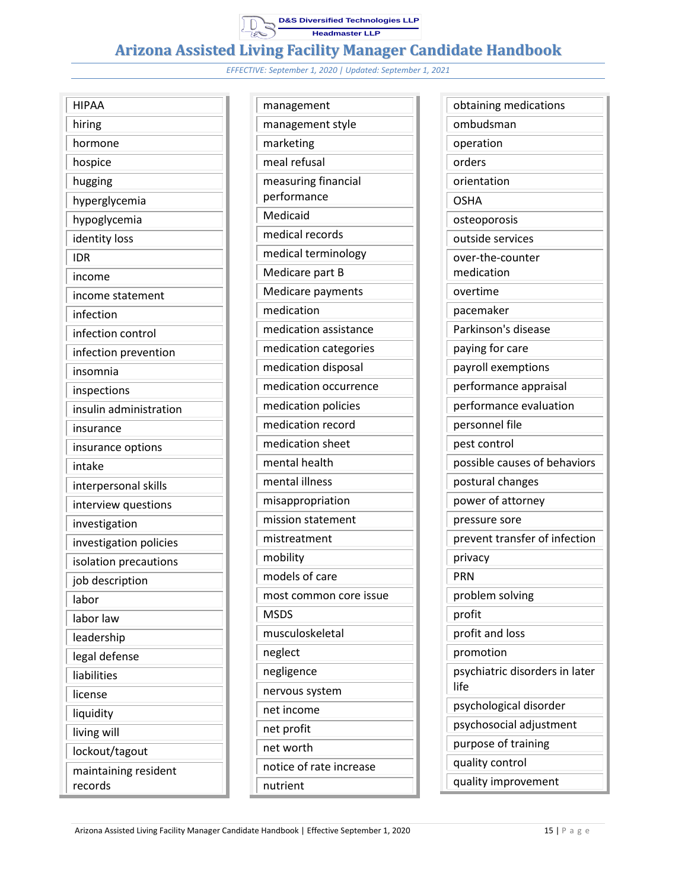- HIPAA
- hiring
- hormone
- hospice
- hugging
- hyperglycemia
- hypoglycemia
- identity loss
- IDR
- income
- income statement
- infection
- infection control
- infection prevention
- insomnia
- inspections
- insulin administration
- insurance
- insurance options
- intake
- interpersonal skills
- interview questions
- investigation
- investigation policies
- isolation precautions
- job description
- labor
- labor law
- leadership
- legal defense
- liabilities
- license
- liquidity
- living will
- lockout/tagout
- maintaining resident records
- management
- management style
- marketing
- meal refusal
- measuring financial performance
- Medicaid
- medical records
- medical terminology
- Medicare part B
- Medicare payments
- medication
- medication assistance
- medication categories
- medication disposal
- medication occurrence
- medication policies
- medication record
- medication sheet
- mental health
- mental illness
- misappropriation
- mission statement
- mistreatment
- mobility
- models of care
- most common core issue
- MSDS
- musculoskeletal
- neglect
- negligence
- nervous system
- net income
- net profit
- net worth
- notice of rate increase
- nutrient
- obtaining medications
- ombudsman
- operation
- orders
- orientation
- OSHA
- osteoporosis
- outside services
- over-the-counter medication
- overtime
- pacemaker
- Parkinson's disease
- paying for care
- payroll exemptions
- performance appraisal
- performance evaluation
- personnel file
- pest control
- possible causes of behaviors
- postural changes
- power of attorney
- pressure sore
- prevent transfer of infection
- privacy
- PRN
- problem solving
- profit
- profit and loss
- promotion
- psychiatric disorders in later life
- psychological disorder
- psychosocial adjustment
- purpose of training
- quality control
- quality improvement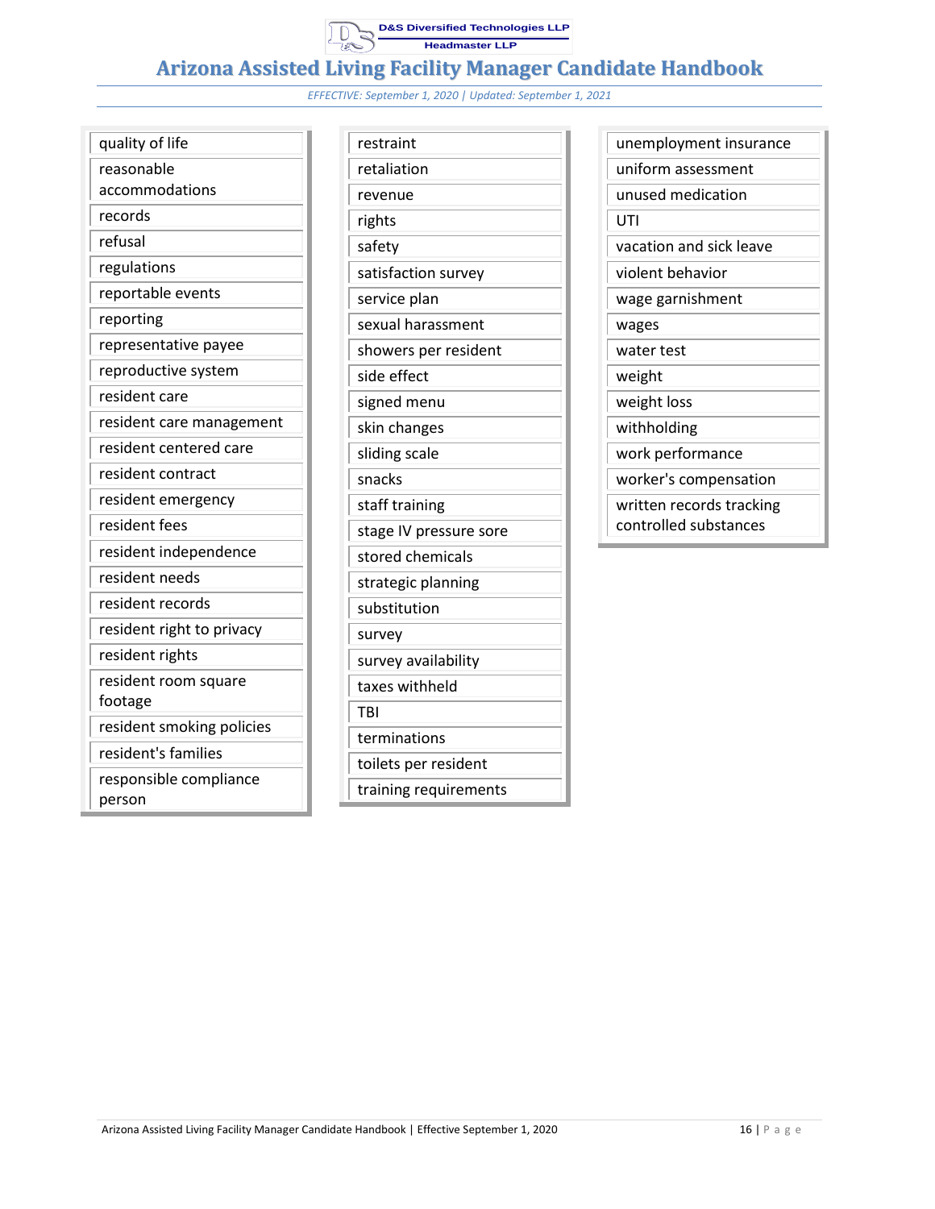- quality of life
- reasonable accommodations
- records
- refusal
- regulations
- reportable events
- reporting
- representative payee
- reproductive system
- resident care
- resident care management
- resident centered care
- resident contract
- resident emergency
- resident fees
- resident independence
- resident needs
- resident records
- resident right to privacy
- resident rights
- resident room square footage
- resident smoking policies
- resident's families
- responsible compliance person

- restraint
- retaliation
- revenue
- rights
- safety
- satisfaction survey
- service plan
- sexual harassment
- showers per resident
- side effect
- signed menu
- skin changes
- sliding scale
- snacks
- staff training
- stage IV pressure sore
- stored chemicals
- strategic planning
- substitution
- survey
- survey availability
- taxes withheld
- TBI
- terminations
- toilets per resident
- training requirements

- unemployment insurance
- uniform assessment
- unused medication
- UTI
- vacation and sick leave
- violent behavior
- wage garnishment
- wages
- water test
- weight
- weight loss
- withholding
- work performance
- worker's compensation
- written records tracking controlled substances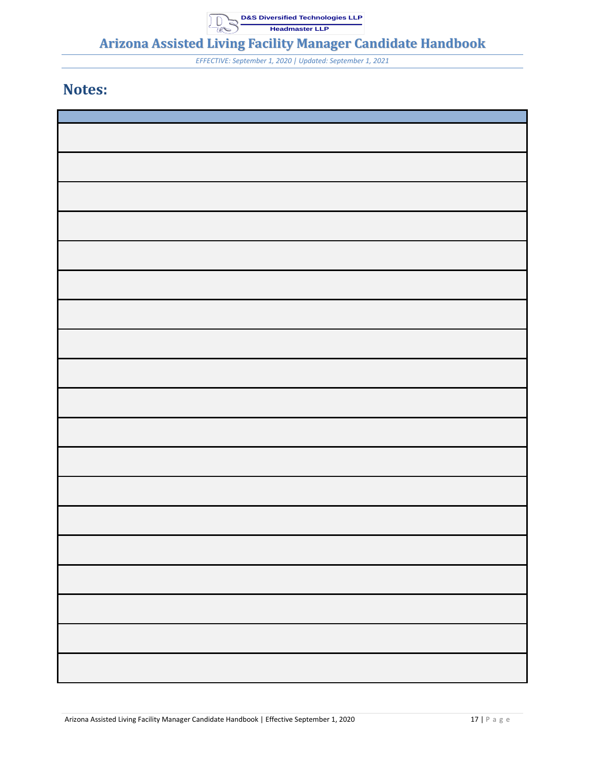## Notes:

| |
|---|
| |
| |
| |
| |
| |
| |
| |
| |
| |
| |
| |
| |
| |
| |
| |
| |
| |
| |
| |